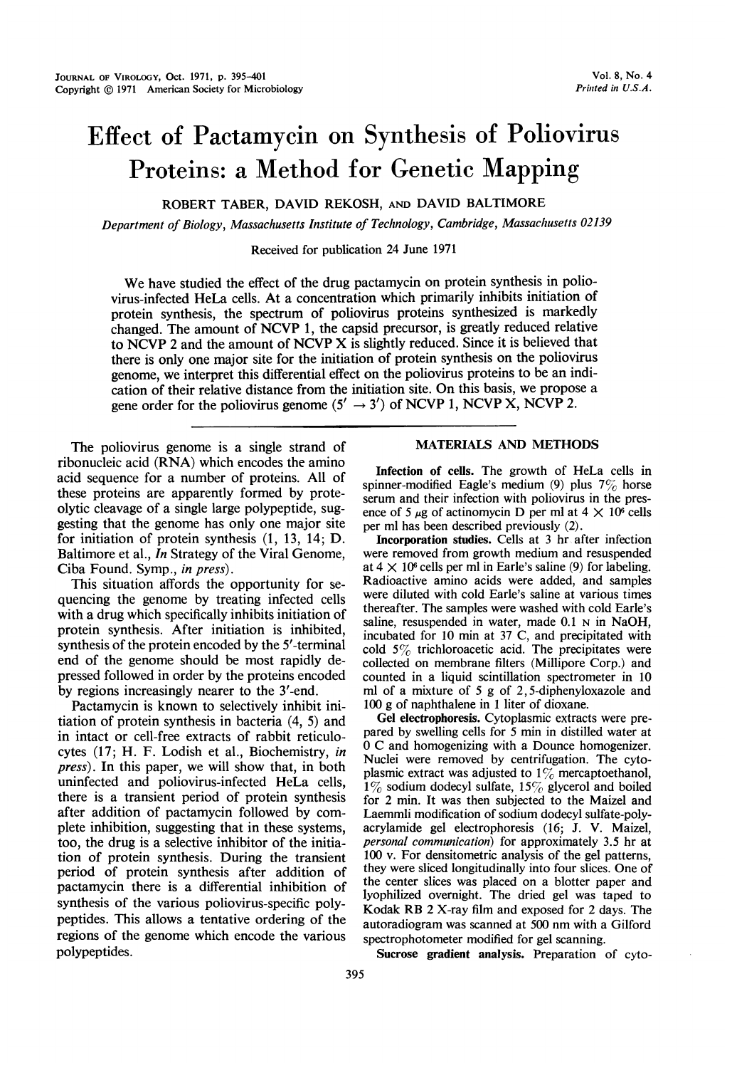# Effect of Pactamycin on Synthesis of Poliovirus Proteins: a Method for Genetic Mapping

ROBERT TABER, DAVID REKOSH, AND DAVID BALTIMORE

*Department of Biology, Massachusetts Institute of Technology, Cambridge, Massachusetts 02139*

Received for publication 24 June 1971

We have studied the effect of the drug pactamycin on protein synthesis in poliovirus-infected HeLa cells. At a concentration which primarily inhibits initiation of protein synthesis, the spectrum of poliovirus proteins synthesized is markedly changed. The amount of NCVP 1, the capsid precursor, is greatly reduced relative to NCVP 2 and the amount of NCVP X is slightly reduced. Since it is believed that there is only one major site for the initiation of protein synthesis on the poliovirus genome, we interpret this differential effect on the poliovirus proteins to be an indication of their relative distance from the initiation site. On this basis, we propose a gene order for the poliovirus genome ($5' \rightarrow 3'$) of NCVP 1, NCVP X, NCVP 2.

The poliovirus genome is a single strand of ribonucleic acid (RNA) which encodes the amino acid sequence for a number of proteins. All of these proteins are apparently formed by proteolytic cleavage of a single large polypeptide, suggesting that the genome has only one major site for initiation of protein synthesis (1, 13, 14; D. Baltimore et al., *In* Strategy of the Viral Genome, Ciba Found. Symp., *in press*).

This situation affords the opportunity for sequencing the genome by treating infected cells with a drug which specifically inhibits initiation of protein synthesis. After initiation is inhibited, synthesis of the protein encoded by the 5′-terminal end of the genome should be most rapidly depressed followed in order by the proteins encoded by regions increasingly nearer to the 3′-end.

Pactamycin is known to selectively inhibit initiation of protein synthesis in bacteria (4, 5) and in intact or cell-free extracts of rabbit reticulocytes (17; H. F. Lodish et al., Biochemistry, *in press*). In this paper, we will show that, in both uninfected and poliovirus-infected HeLa cells, there is a transient period of protein synthesis after addition of pactamycin followed by complete inhibition, suggesting that in these systems, too, the drug is a selective inhibitor of the initiation of protein synthesis. During the transient period of protein synthesis after addition of pactamycin there is a differential inhibition of synthesis of the various poliovirus-specific polypeptides. This allows a tentative ordering of the regions of the genome which encode the various polypeptides.

## MATERIALS AND METHODS

**Infection of cells.** The growth of HeLa cells in spinner-modified Eagle's medium (9) plus 7% horse serum and their infection with poliovirus in the presence of 5 μg of actinomycin D per ml at $4 \times 10^6$ cells per ml has been described previously (2).

**Incorporation studies.** Cells at 3 hr after infection were removed from growth medium and resuspended at $4 \times 10^6$ cells per ml in Earle's saline (9) for labeling. Radioactive amino acids were added, and samples were diluted with cold Earle's saline at various times thereafter. The samples were washed with cold Earle's saline, resuspended in water, made 0.1 N in NaOH, incubated for 10 min at 37 C, and precipitated with cold 5% trichloroacetic acid. The precipitates were collected on membrane filters (Millipore Corp.) and counted in a liquid scintillation spectrometer in 10 ml of a mixture of 5 g of 2,5-diphenyloxazole and 100 g of naphthalene in 1 liter of dioxane.

**Gel electrophoresis.** Cytoplasmic extracts were prepared by swelling cells for 5 min in distilled water at 0 C and homogenizing with a Dounce homogenizer. Nuclei were removed by centrifugation. The cytoplasmic extract was adjusted to 1% mercaptoethanol, 1% sodium dodecyl sulfate, 15% glycerol and boiled for 2 min. It was then subjected to the Maizel and Laemmli modification of sodium dodecyl sulfate-polyacrylamide gel electrophoresis (16; J. V. Maizel, *personal communication*) for approximately 3.5 hr at 100 v. For densitometric analysis of the gel patterns, they were sliced longitudinally into four slices. One of the center slices was placed on a blotter paper and lyophilized overnight. The dried gel was taped to Kodak RB 2 X-ray film and exposed for 2 days. The autoradiogram was scanned at 500 nm with a Gilford spectrophotometer modified for gel scanning.

**Sucrose gradient analysis.** Preparation of cyto-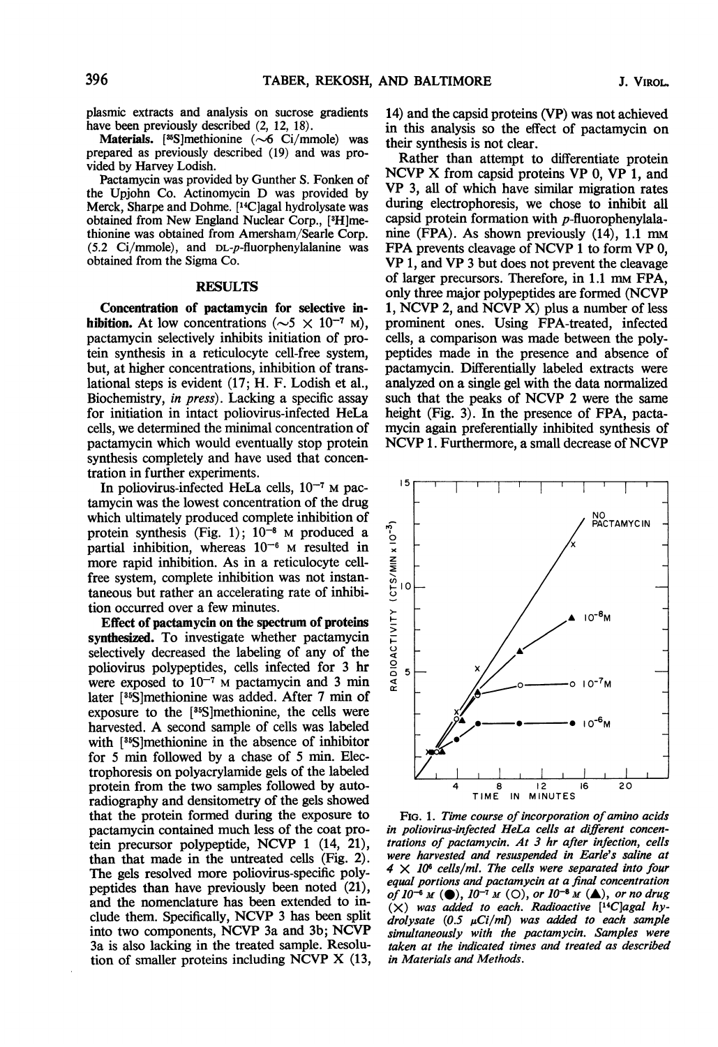plasmic extracts and analysis on sucrose gradients have been previously described (2, 12, 18).

**Materials.** [$^{35}$S]methionine (~6 Ci/mmole) was prepared as previously described (19) and was provided by Harvey Lodish.

Pactamycin was provided by Gunther S. Fonken of the Upjohn Co. Actinomycin D was provided by Merck, Sharpe and Dohme. [$^{14}$C]agal hydrolysate was obtained from New England Nuclear Corp., [$^{3}$H]methionine was obtained from Amersham/Searle Corp. (5.2 Ci/mmole), and DL-*p*-fluorphenylalanine was obtained from the Sigma Co.

## RESULTS

**Concentration of pactamycin for selective inhibition.** At low concentrations (~$5 \times 10^{-7}$ M), pactamycin selectively inhibits initiation of protein synthesis in a reticulocyte cell-free system, but, at higher concentrations, inhibition of translational steps is evident (17; H. F. Lodish et al., Biochemistry, *in press*). Lacking a specific assay for initiation in intact poliovirus-infected HeLa cells, we determined the minimal concentration of pactamycin which would eventually stop protein synthesis completely and have used that concentration in further experiments.

In poliovirus-infected HeLa cells, $10^{-7}$ M pactamycin was the lowest concentration of the drug which ultimately produced complete inhibition of protein synthesis (Fig. 1); $10^{-8}$ M produced a partial inhibition, whereas $10^{-6}$ M resulted in more rapid inhibition. As in a reticulocyte cell-free system, complete inhibition was not instantaneous but rather an accelerating rate of inhibition occurred over a few minutes.

**Effect of pactamycin on the spectrum of proteins synthesized.** To investigate whether pactamycin selectively decreased the labeling of any of the poliovirus polypeptides, cells infected for 3 hr were exposed to $10^{-7}$ M pactamycin and 3 min later [$^{35}$S]methionine was added. After 7 min of exposure to the [$^{35}$S]methionine, the cells were harvested. A second sample of cells was labeled with [$^{35}$S]methionine in the absence of inhibitor for 5 min followed by a chase of 5 min. Electrophoresis on polyacrylamide gels of the labeled protein from the two samples followed by autoradiography and densitometry of the gels showed that the protein formed during the exposure to pactamycin contained much less of the coat protein precursor polypeptide, NCVP 1 (14, 21), than that made in the untreated cells (Fig. 2). The gels resolved more poliovirus-specific polypeptides than have previously been noted (21), and the nomenclature has been extended to include them. Specifically, NCVP 3 has been split into two components, NCVP 3a and 3b; NCVP 3a is also lacking in the treated sample. Resolution of smaller proteins including NCVP X (13, 14) and the capsid proteins (VP) was not achieved in this analysis so the effect of pactamycin on their synthesis is not clear.

Rather than attempt to differentiate protein NCVP X from capsid proteins VP 0, VP 1, and VP 3, all of which have similar migration rates during electrophoresis, we chose to inhibit all capsid protein formation with *p*-fluorophenylalanine (FPA). As shown previously (14), 1.1 mM FPA prevents cleavage of NCVP 1 to form VP 0, VP 1, and VP 3 but does not prevent the cleavage of larger precursors. Therefore, in 1.1 mM FPA, only three major polypeptides are formed (NCVP 1, NCVP 2, and NCVP X) plus a number of less prominent ones. Using FPA-treated, infected cells, a comparison was made between the polypeptides made in the presence and absence of pactamycin. Differentially labeled extracts were analyzed on a single gel with the data normalized such that the peaks of NCVP 2 were the same height (Fig. 3). In the presence of FPA, pactamycin again preferentially inhibited synthesis of NCVP 1. Furthermore, a small decrease of NCVP

FIG. 1. *Time course of incorporation of amino acids in poliovirus-infected HeLa cells at different concentrations of pactamycin. At 3 hr after infection, cells were harvested and resuspended in Earle's saline at $4 \times 10^6$ cells/ml. The cells were separated into four equal portions and pactamycin at a final concentration of $10^{-6}$ M (●), $10^{-7}$ M (○), or $10^{-8}$ M (▲), or no drug (X) was added to each. Radioactive [$^{14}$C]agal hydrolysate (0.5 µCi/ml) was added to each sample simultaneously with the pactamycin. Samples were taken at the indicated times and treated as described in Materials and Methods.*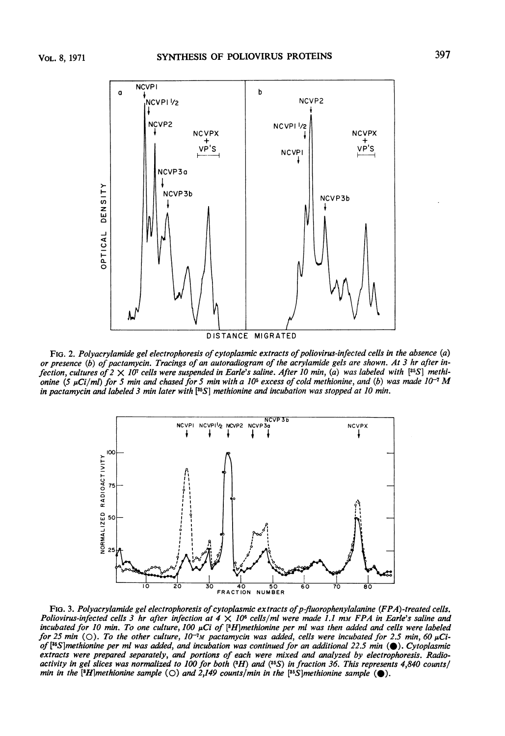FIG. 2. *Polyacrylamide gel electrophoresis of cytoplasmic extracts of poliovirus-infected cells in the absence (a) or presence (b) of pactamycin. Tracings of an autoradiogram of the acrylamide gels are shown. At 3 hr after infection, cultures of 2 × $10^7$ cells were suspended in Earle's saline. After 10 min, (a) was labeled with [$^{35}$S] methionine (5 μCi/ml) for 5 min and chased for 5 min with a $10^5$ excess of cold methionine, and (b) was made $10^{-7}$ M in pactamycin and labeled 3 min later with [$^{35}$S] methionine and incubation was stopped at 10 min.*

FIG. 3. *Polyacrylamide gel electrophoresis of cytoplasmic extracts of p-fluorophenylalanine (FPA)-treated cells. Poliovirus-infected cells 3 hr after infection at 4 × $10^6$ cells/ml were made 1.1 mM FPA in Earle's saline and incubated for 10 min. To one culture, 100 μCi of [$^3$H]methionine per ml was then added and cells were labeled for 25 min (○). To the other culture, $10^{-7}$M pactamycin was added, cells were incubated for 2.5 min, 60 μCi of [$^{35}$S]methionine per ml was added, and incubation was continued for an additional 22.5 min (●). Cytoplasmic extracts were prepared separately, and portions of each were mixed and analyzed by electrophoresis. Radioactivity in gel slices was normalized to 100 for both ($^3$H) and ($^{35}$S) in fraction 36. This represents 4,840 counts/min in the [$^3$H]methionine sample (○) and 2,149 counts/min in the [$^{35}$S]methionine sample (●).*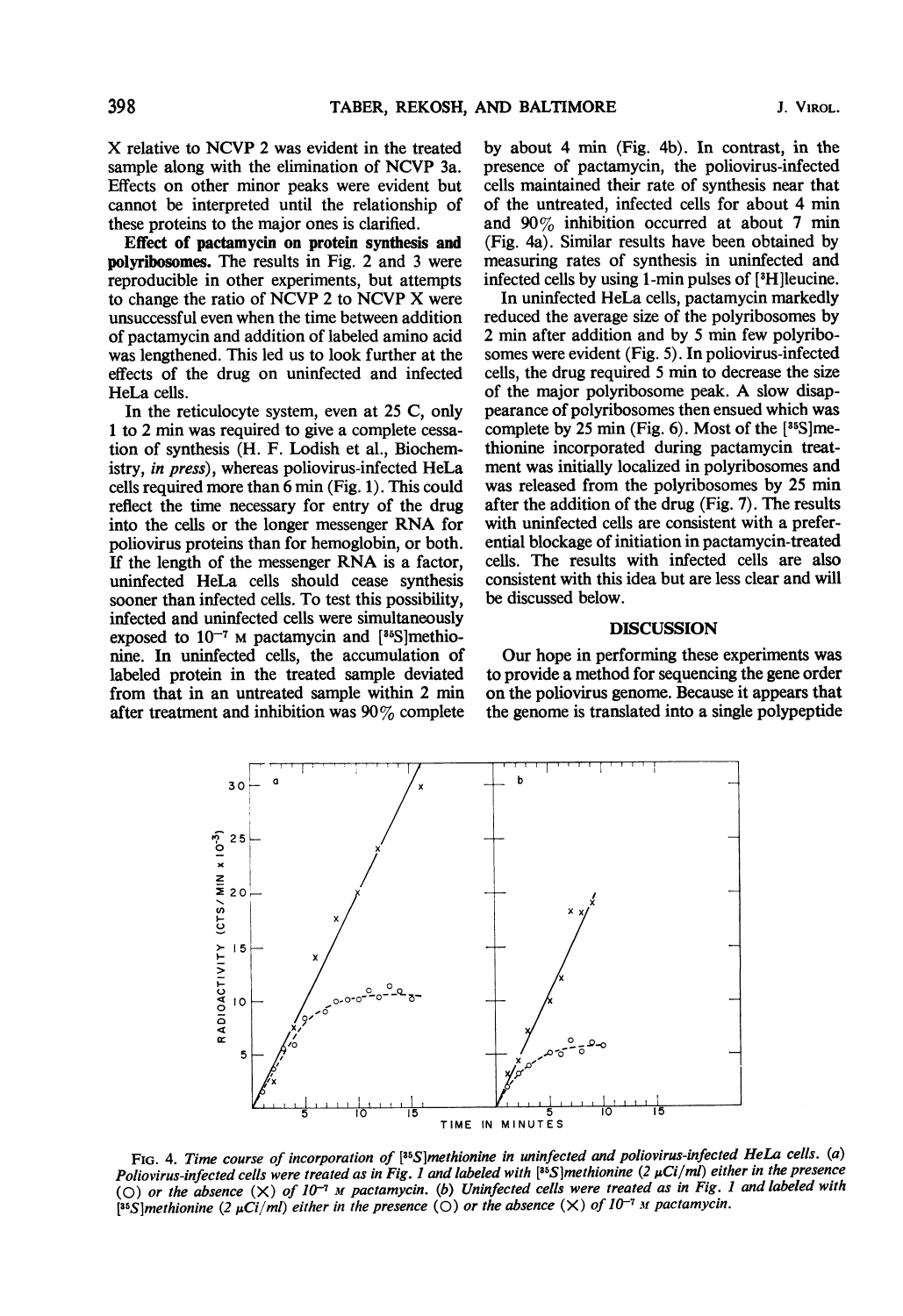X relative to NCVP 2 was evident in the treated sample along with the elimination of NCVP 3a. Effects on other minor peaks were evident but cannot be interpreted until the relationship of these proteins to the major ones is clarified.

**Effect of pactamycin on protein synthesis and polyribosomes.** The results in Fig. 2 and 3 were reproducible in other experiments, but attempts to change the ratio of NCVP 2 to NCVP X were unsuccessful even when the time between addition of pactamycin and addition of labeled amino acid was lengthened. This led us to look further at the effects of the drug on uninfected and infected HeLa cells.

In the reticulocyte system, even at 25 C, only 1 to 2 min was required to give a complete cessation of synthesis (H. F. Lodish et al., Biochemistry, *in press*), whereas poliovirus-infected HeLa cells required more than 6 min (Fig. 1). This could reflect the time necessary for entry of the drug into the cells or the longer messenger RNA for poliovirus proteins than for hemoglobin, or both. If the length of the messenger RNA is a factor, uninfected HeLa cells should cease synthesis sooner than infected cells. To test this possibility, infected and uninfected cells were simultaneously exposed to $10^{-7}$ M pactamycin and [$^{35}$S]methionine. In uninfected cells, the accumulation of labeled protein in the treated sample deviated from that in an untreated sample within 2 min after treatment and inhibition was 90% complete by about 4 min (Fig. 4b). In contrast, in the presence of pactamycin, the poliovirus-infected cells maintained their rate of synthesis near that of the untreated, infected cells for about 4 min and 90% inhibition occurred at about 7 min (Fig. 4a). Similar results have been obtained by measuring rates of synthesis in uninfected and infected cells by using 1-min pulses of [$^{3}$H]leucine.

In uninfected HeLa cells, pactamycin markedly reduced the average size of the polyribosomes by 2 min after addition and by 5 min few polyribosomes were evident (Fig. 5). In poliovirus-infected cells, the drug required 5 min to decrease the size of the major polyribosome peak. A slow disappearance of polyribosomes then ensued which was complete by 25 min (Fig. 6). Most of the [$^{35}$S]methionine incorporated during pactamycin treatment was initially localized in polyribosomes and was released from the polyribosomes by 25 min after the addition of the drug (Fig. 7). The results with uninfected cells are consistent with a preferential blockage of initiation in pactamycin-treated cells. The results with infected cells are also consistent with this idea but are less clear and will be discussed below.

## DISCUSSION

Our hope in performing these experiments was to provide a method for sequencing the gene order on the poliovirus genome. Because it appears that the genome is translated into a single polypeptide

FIG. 4. *Time course of incorporation of [$^{35}$S]methionine in uninfected and poliovirus-infected HeLa cells. (a) Poliovirus-infected cells were treated as in Fig. 1 and labeled with [$^{35}$S]methionine (2 μCi/ml) either in the presence (O) or the absence (X) of $10^{-7}$ M pactamycin. (b) Uninfected cells were treated as in Fig. 1 and labeled with [$^{35}$S]methionine (2 μCi/ml) either in the presence (O) or the absence (X) of $10^{-7}$ M pactamycin.*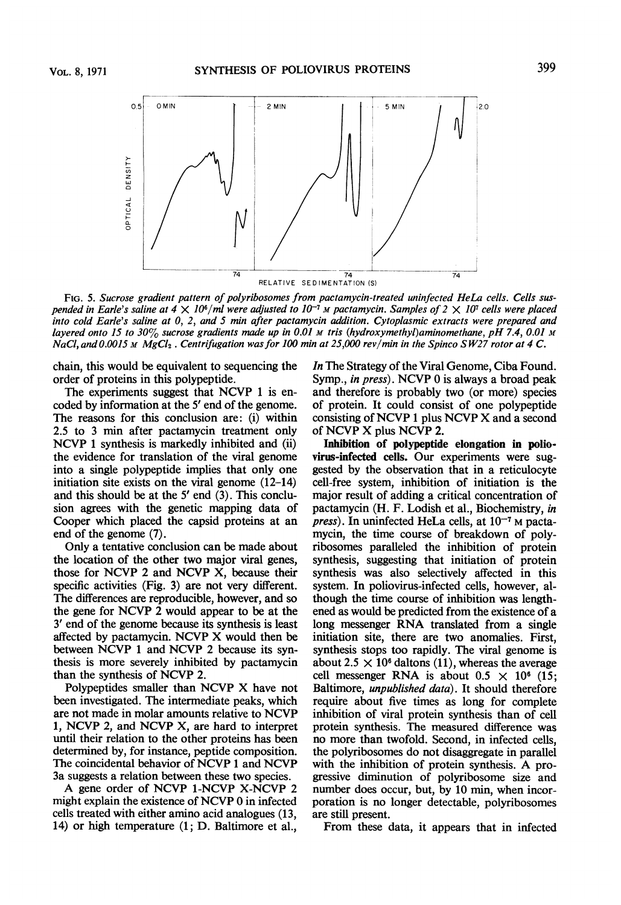FIG. 5. *Sucrose gradient pattern of polyribosomes from pactamycin-treated uninfected HeLa cells. Cells suspended in Earle's saline at* $4 \times 10^6$/*ml were adjusted to* $10^{-7}$ M *pactamycin. Samples of* $2 \times 10^7$ *cells were placed into cold Earle's saline at 0, 2, and 5 min after pactamycin addition. Cytoplasmic extracts were prepared and layered onto 15 to 30% sucrose gradients made up in 0.01* M *tris (hydroxymethyl)aminomethane, pH 7.4, 0.01* M *NaCl, and 0.0015* M *$MgCl_2$. Centrifugation was for 100 min at 25,000 rev/min in the Spinco SW27 rotor at 4 C.*

chain, this would be equivalent to sequencing the order of proteins in this polypeptide.

The experiments suggest that NCVP 1 is encoded by information at the 5′ end of the genome. The reasons for this conclusion are: (i) within 2.5 to 3 min after pactamycin treatment only NCVP 1 synthesis is markedly inhibited and (ii) the evidence for translation of the viral genome into a single polypeptide implies that only one initiation site exists on the viral genome (12–14) and this should be at the 5′ end (3). This conclusion agrees with the genetic mapping data of Cooper which placed the capsid proteins at an end of the genome (7).

Only a tentative conclusion can be made about the location of the other two major viral genes, those for NCVP 2 and NCVP X, because their specific activities (Fig. 3) are not very different. The differences are reproducible, however, and so the gene for NCVP 2 would appear to be at the 3′ end of the genome because its synthesis is least affected by pactamycin. NCVP X would then be between NCVP 1 and NCVP 2 because its synthesis is more severely inhibited by pactamycin than the synthesis of NCVP 2.

Polypeptides smaller than NCVP X have not been investigated. The intermediate peaks, which are not made in molar amounts relative to NCVP 1, NCVP 2, and NCVP X, are hard to interpret until their relation to the other proteins has been determined by, for instance, peptide composition. The coincidental behavior of NCVP 1 and NCVP 3a suggests a relation between these two species.

A gene order of NCVP 1-NCVP X-NCVP 2 might explain the existence of NCVP 0 in infected cells treated with either amino acid analogues (13, 14) or high temperature (1; D. Baltimore et al., *In* The Strategy of the Viral Genome, Ciba Found. Symp., *in press*). NCVP 0 is always a broad peak and therefore is probably two (or more) species of protein. It could consist of one polypeptide consisting of NCVP 1 plus NCVP X and a second of NCVP X plus NCVP 2.

**Inhibition of polypeptide elongation in poliovirus-infected cells.** Our experiments were suggested by the observation that in a reticulocyte cell-free system, inhibition of initiation is the major result of adding a critical concentration of pactamycin (H. F. Lodish et al., Biochemistry, *in press*). In uninfected HeLa cells, at $10^{-7}$ M pactamycin, the time course of breakdown of polyribosomes paralleled the inhibition of protein synthesis, suggesting that initiation of protein synthesis was also selectively affected in this system. In poliovirus-infected cells, however, although the time course of inhibition was lengthened as would be predicted from the existence of a long messenger RNA translated from a single initiation site, there are two anomalies. First, synthesis stops too rapidly. The viral genome is about $2.5 \times 10^6$ daltons (11), whereas the average cell messenger RNA is about $0.5 \times 10^6$ (15; Baltimore, *unpublished data*). It should therefore require about five times as long for complete inhibition of viral protein synthesis than of cell protein synthesis. The measured difference was no more than twofold. Second, in infected cells, the polyribosomes do not disaggregate in parallel with the inhibition of protein synthesis. A progressive diminution of polyribosome size and number does occur, but, by 10 min, when incorporation is no longer detectable, polyribosomes are still present.

From these data, it appears that in infected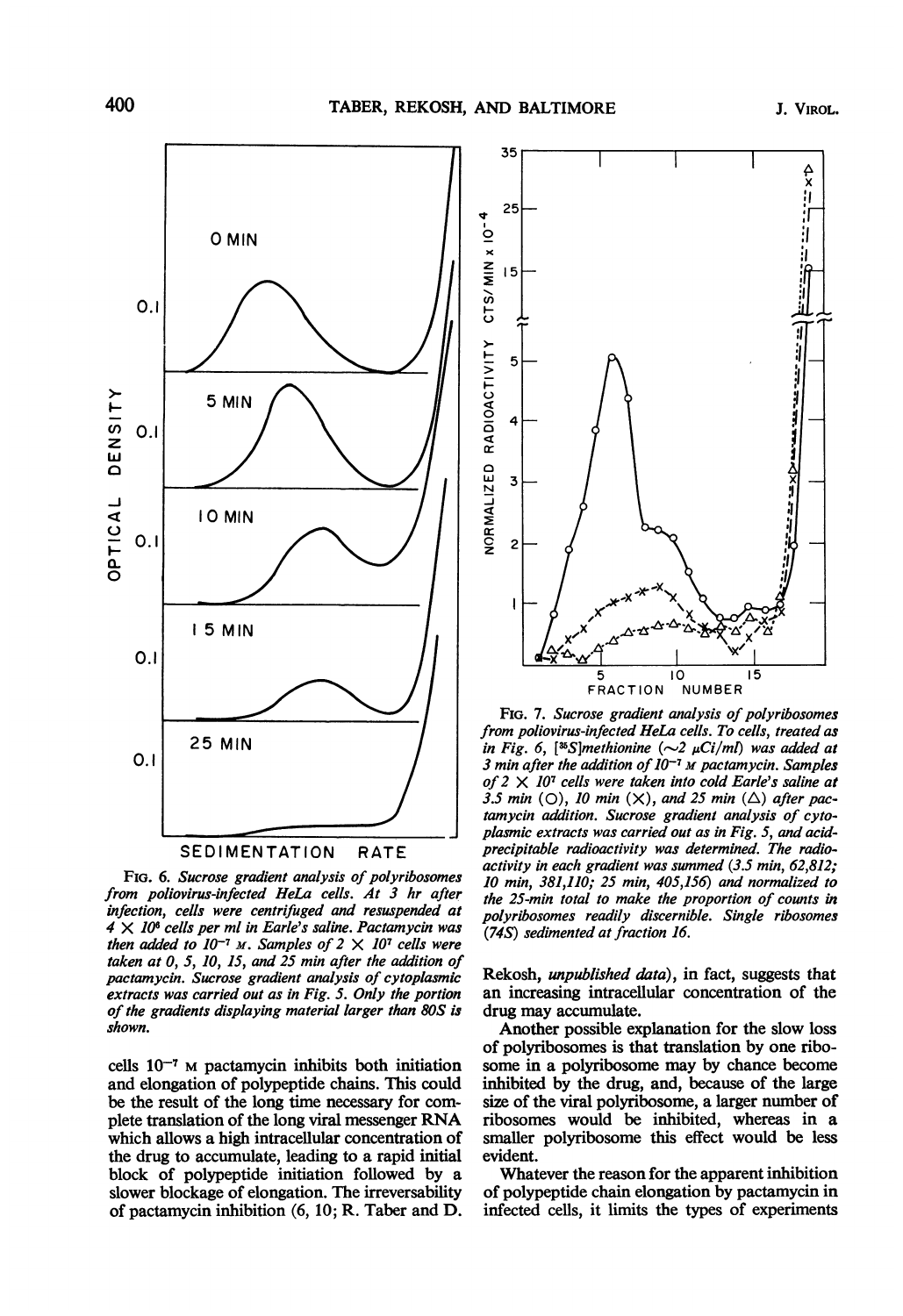FIG. 6. *Sucrose gradient analysis of polyribosomes from poliovirus-infected HeLa cells. At 3 hr after infection, cells were centrifuged and resuspended at* $4 \times 10^6$ *cells per ml in Earle's saline. Pactamycin was then added to* $10^{-7}$ M. *Samples of* $2 \times 10^7$ *cells were taken at 0, 5, 10, 15, and 25 min after the addition of pactamycin. Sucrose gradient analysis of cytoplasmic extracts was carried out as in Fig. 5. Only the portion of the gradients displaying material larger than 80S is shown.*

FIG. 7. *Sucrose gradient analysis of polyribosomes from poliovirus-infected HeLa cells. To cells, treated as in Fig. 6, [*$^{35}$*S]methionine (~2 μCi/ml) was added at 3 min after the addition of* $10^{-7}$ M *pactamycin. Samples of* $2 \times 10^7$ *cells were taken into cold Earle's saline at 3.5 min (○), 10 min (×), and 25 min (△) after pactamycin addition. Sucrose gradient analysis of cytoplasmic extracts was carried out as in Fig. 5, and acid-precipitable radioactivity was determined. The radioactivity in each gradient was summed (3.5 min, 62,812; 10 min, 381,110; 25 min, 405,156) and normalized to the 25-min total to make the proportion of counts in polyribosomes readily discernible. Single ribosomes (74S) sedimented at fraction 16.*

cells $10^{-7}$ M pactamycin inhibits both initiation and elongation of polypeptide chains. This could be the result of the long time necessary for complete translation of the long viral messenger RNA which allows a high intracellular concentration of the drug to accumulate, leading to a rapid initial block of polypeptide initiation followed by a slower blockage of elongation. The irreversability of pactamycin inhibition (6, 10; R. Taber and D. Rekosh, *unpublished data*), in fact, suggests that an increasing intracellular concentration of the drug may accumulate.

Another possible explanation for the slow loss of polyribosomes is that translation by one ribosome in a polyribosome may by chance become inhibited by the drug, and, because of the large size of the viral polyribosome, a larger number of ribosomes would be inhibited, whereas in a smaller polyribosome this effect would be less evident.

Whatever the reason for the apparent inhibition of polypeptide chain elongation by pactamycin in infected cells, it limits the types of experiments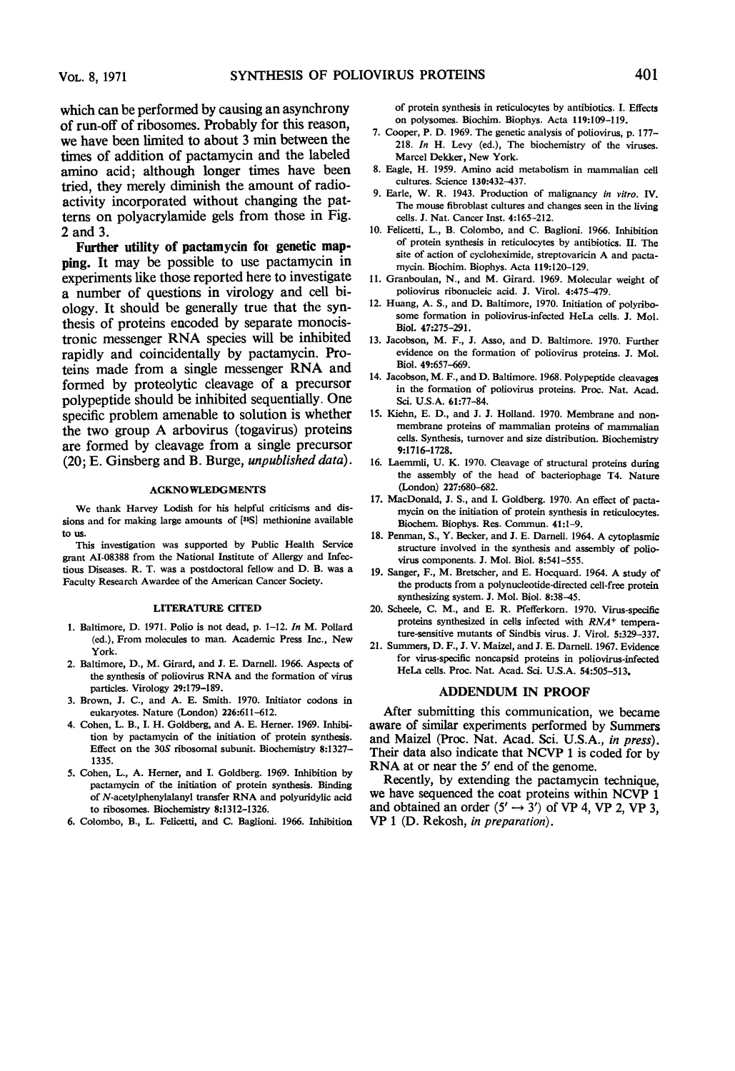which can be performed by causing an asynchrony of run-off of ribosomes. Probably for this reason, we have been limited to about 3 min between the times of addition of pactamycin and the labeled amino acid; although longer times have been tried, they merely diminish the amount of radioactivity incorporated without changing the patterns on polyacrylamide gels from those in Fig. 2 and 3.

**Further utility of pactamycin for genetic mapping.** It may be possible to use pactamycin in experiments like those reported here to investigate a number of questions in virology and cell biology. It should be generally true that the synthesis of proteins encoded by separate monocistronic messenger RNA species will be inhibited rapidly and coincidentally by pactamycin. Proteins made from a single messenger RNA and formed by proteolytic cleavage of a precursor polypeptide should be inhibited sequentially. One specific problem amenable to solution is whether the two group A arbovirus (togavirus) proteins are formed by cleavage from a single precursor (20; E. Ginsberg and B. Burge, *unpublished data*).

### ACKNOWLEDGMENTS

We thank Harvey Lodish for his helpful criticisms and discussions and for making large amounts of [$^{35}$S] methionine available to us.

This investigation was supported by Public Health Service grant AI-08388 from the National Institute of Allergy and Infectious Diseases. R. T. was a postdoctoral fellow and D. B. was a Faculty Research Awardee of the American Cancer Society.

### LITERATURE CITED

1. Baltimore, D. 1971. Polio is not dead, p. 1–12. *In* M. Pollard (ed.), From molecules to man. Academic Press Inc., New York.
2. Baltimore, D., M. Girard, and J. E. Darnell. 1966. Aspects of the synthesis of poliovirus RNA and the formation of virus particles. Virology 29:179–189.
3. Brown, J. C., and A. E. Smith. 1970. Initiator codons in eukaryotes. Nature (London) 226:611–612.
4. Cohen, L. B., I. H. Goldberg, and A. E. Herner. 1969. Inhibition by pactamycin of the initiation of protein synthesis. Effect on the 30S ribosomal subunit. Biochemistry 8:1327–1335.
5. Cohen, L., A. Herner, and I. Goldberg. 1969. Inhibition by pactamycin of the initiation of protein synthesis. Binding of *N*-acetylphenylalanyl transfer RNA and polyuridylic acid to ribosomes. Biochemistry 8:1312–1326.
6. Colombo, B., L. Felicetti, and C. Baglioni. 1966. Inhibition of protein synthesis in reticulocytes by antibiotics. I. Effects on polysomes. Biochim. Biophys. Acta 119:109–119.
7. Cooper, P. D. 1969. The genetic analysis of poliovirus, p. 177–218. *In* H. Levy (ed.), The biochemistry of the viruses. Marcel Dekker, New York.
8. Eagle, H. 1959. Amino acid metabolism in mammalian cell cultures. Science 130:432–437.
9. Earle, W. R. 1943. Production of malignancy *in vitro*. IV. The mouse fibroblast cultures and changes seen in the living cells. J. Nat. Cancer Inst. 4:165–212.
10. Felicetti, L., B. Colombo, and C. Baglioni. 1966. Inhibition of protein synthesis in reticulocytes by antibiotics. II. The site of action of cycloheximide, streptovaricin A and pactamycin. Biochim. Biophys. Acta 119:120–129.
11. Granboulan, N., and M. Girard. 1969. Molecular weight of poliovirus ribonucleic acid. J. Virol. 4:475–479.
12. Huang, A. S., and D. Baltimore, 1970. Initiation of polyribosome formation in poliovirus-infected HeLa cells. J. Mol. Biol. 47:275–291.
13. Jacobson, M. F., J. Asso, and D. Baltimore. 1970. Further evidence on the formation of poliovirus proteins. J. Mol. Biol. 49:657–669.
14. Jacobson, M. F., and D. Baltimore. 1968. Polypeptide cleavages in the formation of poliovirus proteins. Proc. Nat. Acad. Sci. U.S.A. 61:77–84.
15. Kiehn, E. D., and J. J. Holland. 1970. Membrane and nonmembrane proteins of mammalian proteins of mammalian cells. Synthesis, turnover and size distribution. Biochemistry 9:1716–1728.
16. Laemmli, U. K. 1970. Cleavage of structural proteins during the assembly of the head of bacteriophage T4. Nature (London) 227:680–682.
17. MacDonald, J. S., and I. Goldberg. 1970. An effect of pactamycin on the initiation of protein synthesis in reticulocytes. Biochem. Biophys. Res. Commun. 41:1–9.
18. Penman, S., Y. Becker, and J. E. Darnell. 1964. A cytoplasmic structure involved in the synthesis and assembly of poliovirus components. J. Mol. Biol. 8:541–555.
19. Sanger, F., M. Bretscher, and E. Hocquard. 1964. A study of the products from a polynucleotide-directed cell-free protein synthesizing system. J. Mol. Biol. 8:38–45.
20. Scheele, C. M., and E. R. Pfefferkorn. 1970. Virus-specific proteins synthesized in cells infected with $RNA^{+}$ temperature-sensitive mutants of Sindbis virus. J. Virol. 5:329–337.
21. Summers, D. F., J. V. Maizel, and J. E. Darnell. 1967. Evidence for virus-specific noncapsid proteins in poliovirus-infected HeLa cells. Proc. Nat. Acad. Sci. U.S.A. 54:505–513.

## ADDENDUM IN PROOF

After submitting this communication, we became aware of similar experiments performed by Summers and Maizel (Proc. Nat. Acad. Sci. U.S.A., *in press*). Their data also indicate that NCVP 1 is coded for by RNA at or near the 5′ end of the genome.

Recently, by extending the pactamycin technique, we have sequenced the coat proteins within NCVP 1 and obtained an order (5′ → 3′) of VP 4, VP 2, VP 3, VP 1 (D. Rekosh, *in preparation*).